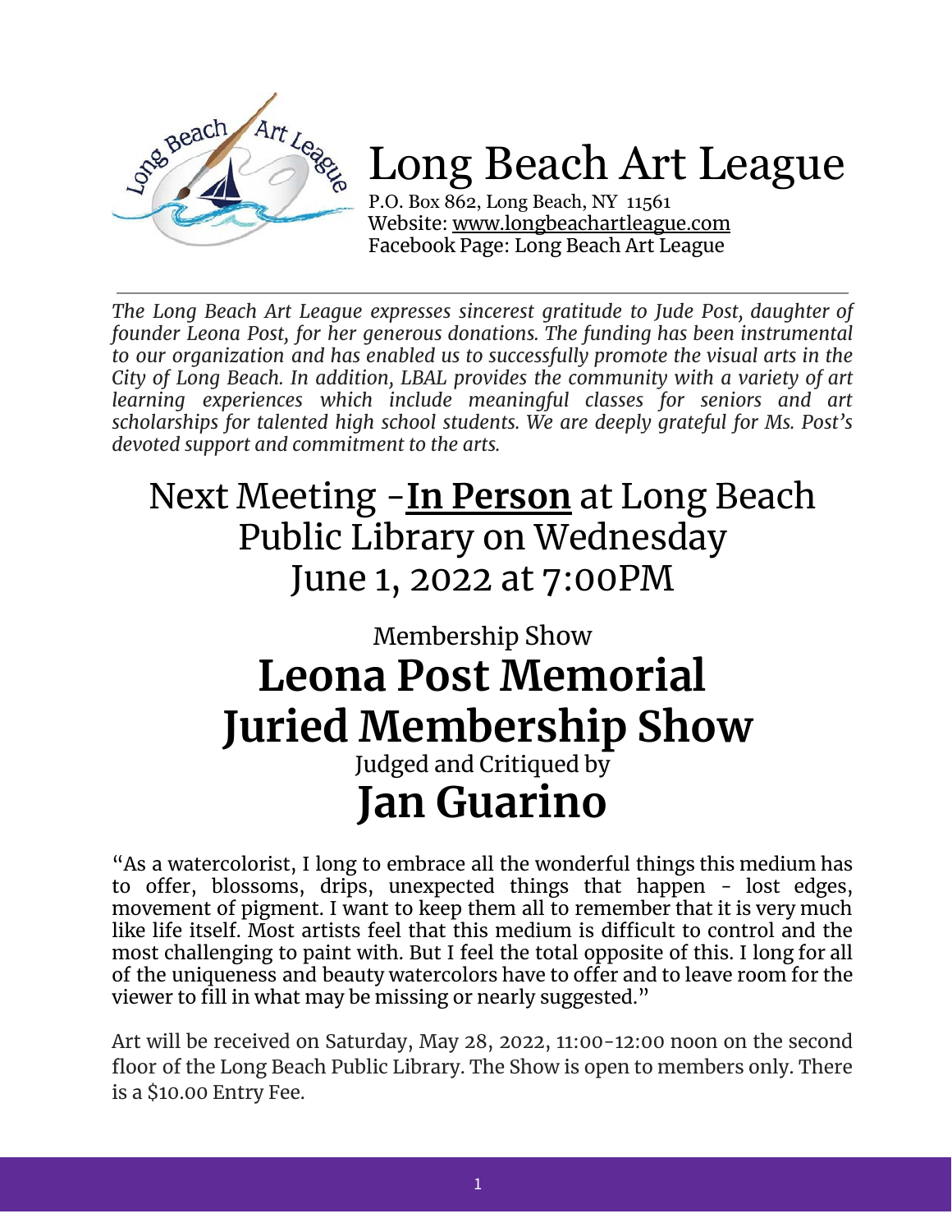# Long Beach Art League

P.O. Box 862, Long Beach, NY 11561
Website: www.longbeachartleague.com
Facebook Page: Long Beach Art League

---

*The Long Beach Art League expresses sincerest gratitude to Jude Post, daughter of founder Leona Post, for her generous donations. The funding has been instrumental to our organization and has enabled us to successfully promote the visual arts in the City of Long Beach. In addition, LBAL provides the community with a variety of art learning experiences which include meaningful classes for seniors and art scholarships for talented high school students. We are deeply grateful for Ms. Post's devoted support and commitment to the arts.*

## Next Meeting -**In Person** at Long Beach Public Library on Wednesday June 1, 2022 at 7:00PM

### Membership Show

# Leona Post Memorial Juried Membership Show

### Judged and Critiqued by

# Jan Guarino

"As a watercolorist, I long to embrace all the wonderful things this medium has to offer, blossoms, drips, unexpected things that happen - lost edges, movement of pigment. I want to keep them all to remember that it is very much like life itself. Most artists feel that this medium is difficult to control and the most challenging to paint with. But I feel the total opposite of this. I long for all of the uniqueness and beauty watercolors have to offer and to leave room for the viewer to fill in what may be missing or nearly suggested."

Art will be received on Saturday, May 28, 2022, 11:00-12:00 noon on the second floor of the Long Beach Public Library. The Show is open to members only. There is a $10.00 Entry Fee.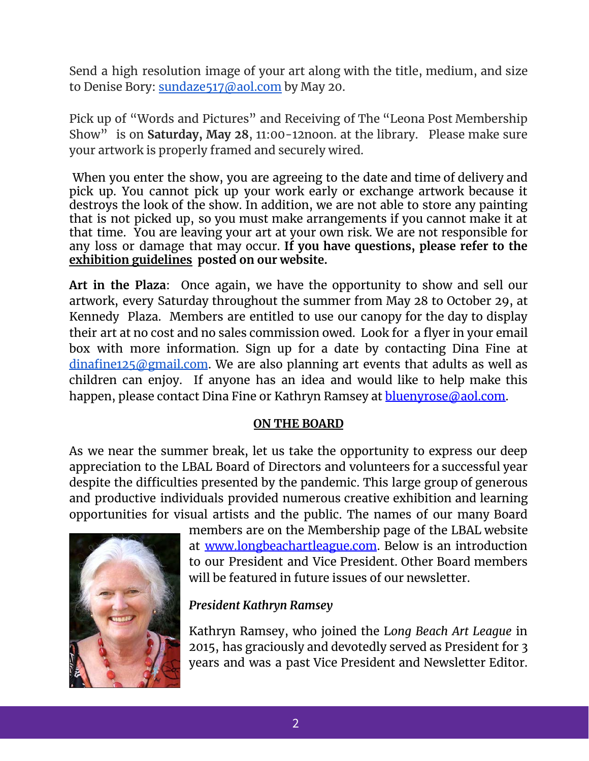Send a high resolution image of your art along with the title, medium, and size to Denise Bory: sundaze517@aol.com by May 20.

Pick up of "Words and Pictures" and Receiving of The "Leona Post Membership Show" is on **Saturday, May 28**, 11:00-12noon. at the library. Please make sure your artwork is properly framed and securely wired.

When you enter the show, you are agreeing to the date and time of delivery and pick up. You cannot pick up your work early or exchange artwork because it destroys the look of the show. In addition, we are not able to store any painting that is not picked up, so you must make arrangements if you cannot make it at that time. You are leaving your art at your own risk. We are not responsible for any loss or damage that may occur. **If you have questions, please refer to the exhibition guidelines posted on our website.**

**Art in the Plaza**: Once again, we have the opportunity to show and sell our artwork, every Saturday throughout the summer from May 28 to October 29, at Kennedy Plaza. Members are entitled to use our canopy for the day to display their art at no cost and no sales commission owed. Look for a flyer in your email box with more information. Sign up for a date by contacting Dina Fine at dinafine125@gmail.com. We are also planning art events that adults as well as children can enjoy. If anyone has an idea and would like to help make this happen, please contact Dina Fine or Kathryn Ramsey at bluenyrose@aol.com.

## ON THE BOARD

As we near the summer break, let us take the opportunity to express our deep appreciation to the LBAL Board of Directors and volunteers for a successful year despite the difficulties presented by the pandemic. This large group of generous and productive individuals provided numerous creative exhibition and learning opportunities for visual artists and the public. The names of our many Board members are on the Membership page of the LBAL website at www.longbeachartleague.com. Below is an introduction to our President and Vice President. Other Board members will be featured in future issues of our newsletter.

### *President Kathryn Ramsey*

Kathryn Ramsey, who joined the L*ong Beach Art League* in 2015, has graciously and devotedly served as President for 3 years and was a past Vice President and Newsletter Editor.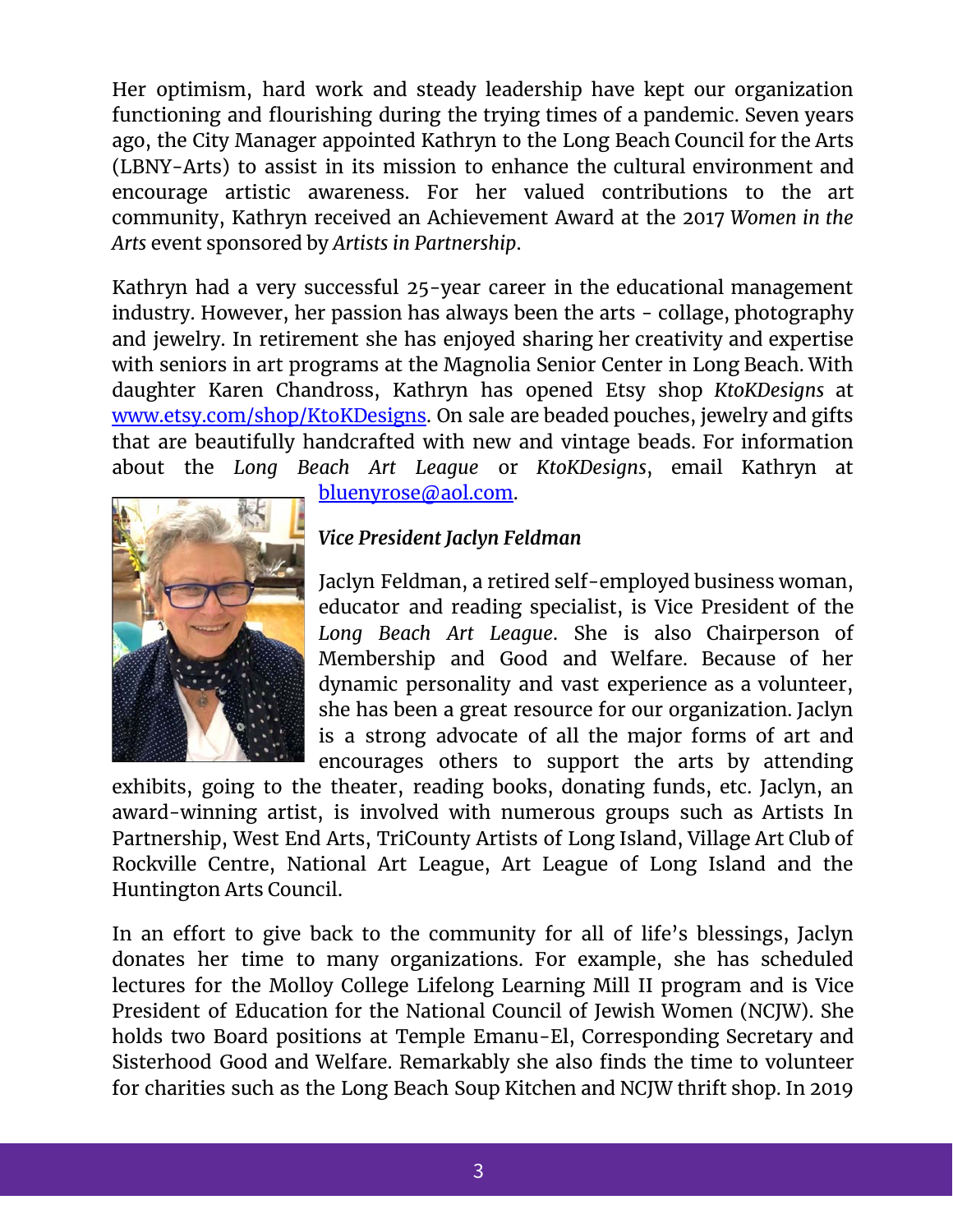Her optimism, hard work and steady leadership have kept our organization functioning and flourishing during the trying times of a pandemic. Seven years ago, the City Manager appointed Kathryn to the Long Beach Council for the Arts (LBNY-Arts) to assist in its mission to enhance the cultural environment and encourage artistic awareness. For her valued contributions to the art community, Kathryn received an Achievement Award at the 2017 *Women in the Arts* event sponsored by *Artists in Partnership*.

Kathryn had a very successful 25-year career in the educational management industry. However, her passion has always been the arts - collage, photography and jewelry. In retirement she has enjoyed sharing her creativity and expertise with seniors in art programs at the Magnolia Senior Center in Long Beach. With daughter Karen Chandross, Kathryn has opened Etsy shop *KtoKDesigns* at [www.etsy.com/shop/KtoKDesigns](http://www.etsy.com/shop/KtoKDesigns). On sale are beaded pouches, jewelry and gifts that are beautifully handcrafted with new and vintage beads. For information about the *Long Beach Art League* or *KtoKDesigns*, email Kathryn at [bluenyrose@aol.com](mailto:bluenyrose@aol.com).

***Vice President Jaclyn Feldman***

Jaclyn Feldman, a retired self-employed business woman, educator and reading specialist, is Vice President of the *Long Beach Art League*. She is also Chairperson of Membership and Good and Welfare. Because of her dynamic personality and vast experience as a volunteer, she has been a great resource for our organization. Jaclyn is a strong advocate of all the major forms of art and encourages others to support the arts by attending exhibits, going to the theater, reading books, donating funds, etc. Jaclyn, an award-winning artist, is involved with numerous groups such as Artists In Partnership, West End Arts, TriCounty Artists of Long Island, Village Art Club of Rockville Centre, National Art League, Art League of Long Island and the Huntington Arts Council.

In an effort to give back to the community for all of life's blessings, Jaclyn donates her time to many organizations. For example, she has scheduled lectures for the Molloy College Lifelong Learning Mill II program and is Vice President of Education for the National Council of Jewish Women (NCJW). She holds two Board positions at Temple Emanu-El, Corresponding Secretary and Sisterhood Good and Welfare. Remarkably she also finds the time to volunteer for charities such as the Long Beach Soup Kitchen and NCJW thrift shop. In 2019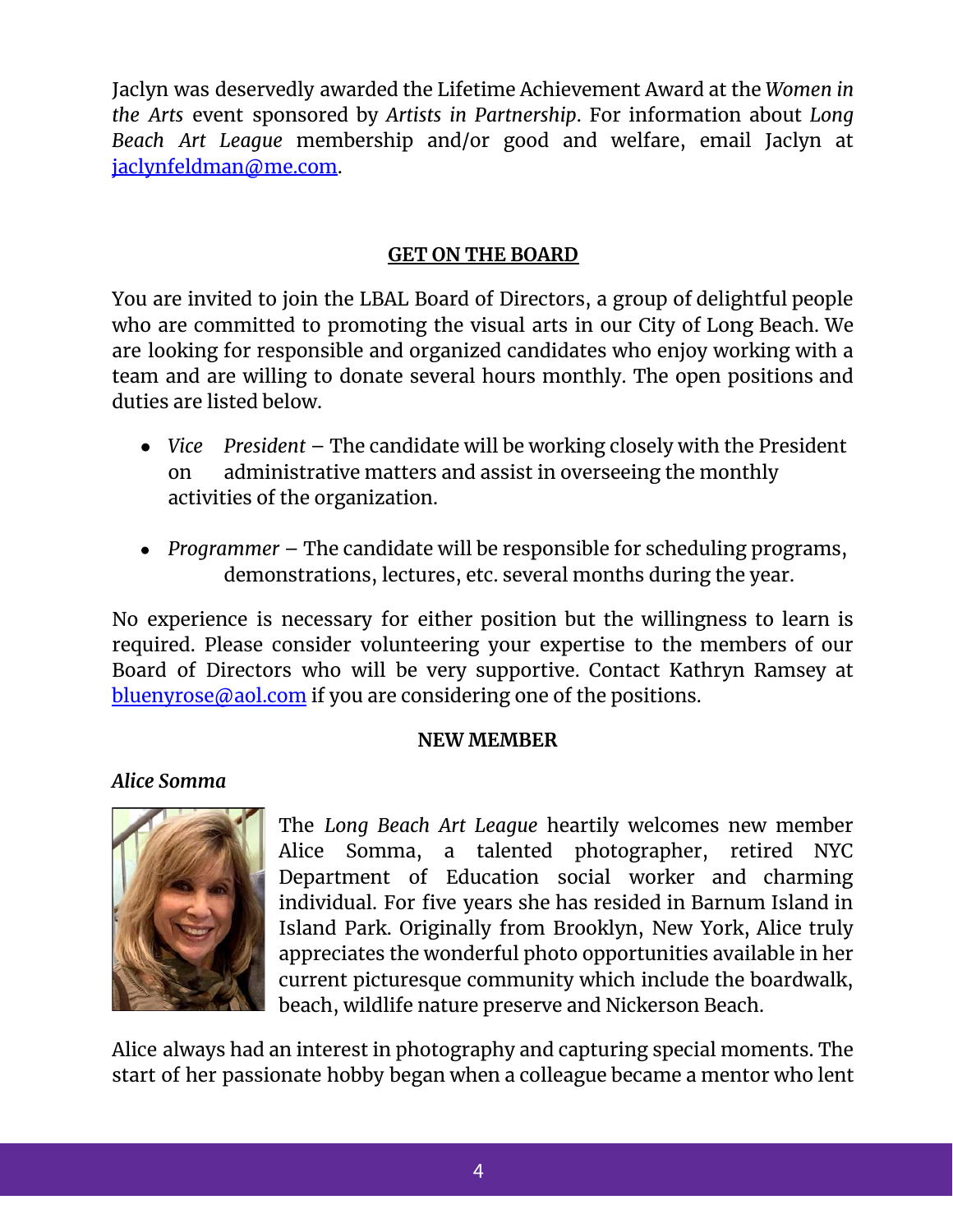Jaclyn was deservedly awarded the Lifetime Achievement Award at the *Women in the Arts* event sponsored by *Artists in Partnership*. For information about *Long Beach Art League* membership and/or good and welfare, email Jaclyn at jaclynfeldman@me.com.

## GET ON THE BOARD

You are invited to join the LBAL Board of Directors, a group of delightful people who are committed to promoting the visual arts in our City of Long Beach. We are looking for responsible and organized candidates who enjoy working with a team and are willing to donate several hours monthly. The open positions and duties are listed below.

- *Vice President* – The candidate will be working closely with the President on administrative matters and assist in overseeing the monthly activities of the organization.
- *Programmer* – The candidate will be responsible for scheduling programs, demonstrations, lectures, etc. several months during the year.

No experience is necessary for either position but the willingness to learn is required. Please consider volunteering your expertise to the members of our Board of Directors who will be very supportive. Contact Kathryn Ramsey at bluenyrose@aol.com if you are considering one of the positions.

## NEW MEMBER

*Alice Somma*

The *Long Beach Art League* heartily welcomes new member Alice Somma, a talented photographer, retired NYC Department of Education social worker and charming individual. For five years she has resided in Barnum Island in Island Park. Originally from Brooklyn, New York, Alice truly appreciates the wonderful photo opportunities available in her current picturesque community which include the boardwalk, beach, wildlife nature preserve and Nickerson Beach.

Alice always had an interest in photography and capturing special moments. The start of her passionate hobby began when a colleague became a mentor who lent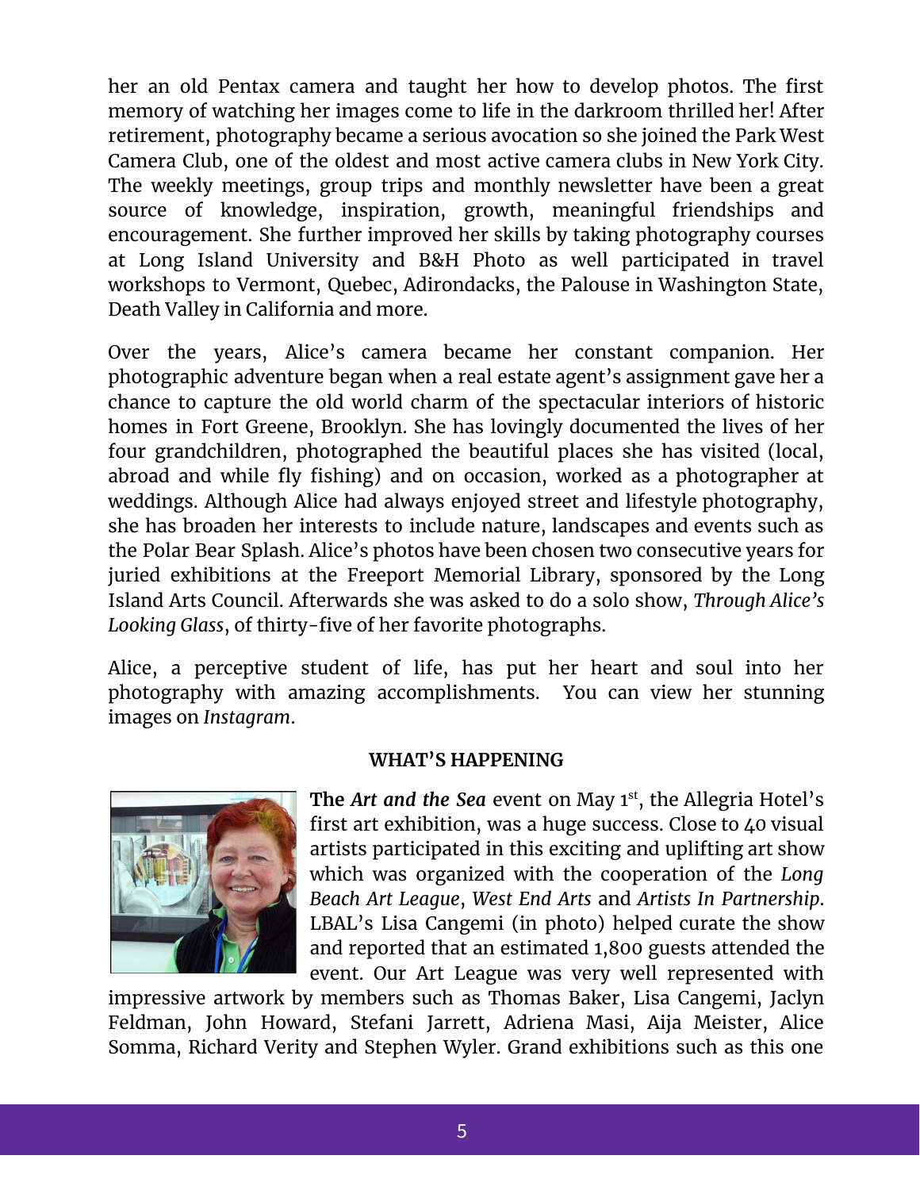her an old Pentax camera and taught her how to develop photos. The first memory of watching her images come to life in the darkroom thrilled her! After retirement, photography became a serious avocation so she joined the Park West Camera Club, one of the oldest and most active camera clubs in New York City. The weekly meetings, group trips and monthly newsletter have been a great source of knowledge, inspiration, growth, meaningful friendships and encouragement. She further improved her skills by taking photography courses at Long Island University and B&H Photo as well participated in travel workshops to Vermont, Quebec, Adirondacks, the Palouse in Washington State, Death Valley in California and more.

Over the years, Alice's camera became her constant companion. Her photographic adventure began when a real estate agent's assignment gave her a chance to capture the old world charm of the spectacular interiors of historic homes in Fort Greene, Brooklyn. She has lovingly documented the lives of her four grandchildren, photographed the beautiful places she has visited (local, abroad and while fly fishing) and on occasion, worked as a photographer at weddings. Although Alice had always enjoyed street and lifestyle photography, she has broaden her interests to include nature, landscapes and events such as the Polar Bear Splash. Alice's photos have been chosen two consecutive years for juried exhibitions at the Freeport Memorial Library, sponsored by the Long Island Arts Council. Afterwards she was asked to do a solo show, *Through Alice's Looking Glass*, of thirty-five of her favorite photographs.

Alice, a perceptive student of life, has put her heart and soul into her photography with amazing accomplishments. You can view her stunning images on *Instagram*.

**WHAT'S HAPPENING**

**The** ***Art and the Sea*** event on May 1st, the Allegria Hotel's first art exhibition, was a huge success. Close to 40 visual artists participated in this exciting and uplifting art show which was organized with the cooperation of the *Long Beach Art League*, *West End Arts* and *Artists In Partnership*. LBAL's Lisa Cangemi (in photo) helped curate the show and reported that an estimated 1,800 guests attended the event. Our Art League was very well represented with impressive artwork by members such as Thomas Baker, Lisa Cangemi, Jaclyn Feldman, John Howard, Stefani Jarrett, Adriena Masi, Aija Meister, Alice Somma, Richard Verity and Stephen Wyler. Grand exhibitions such as this one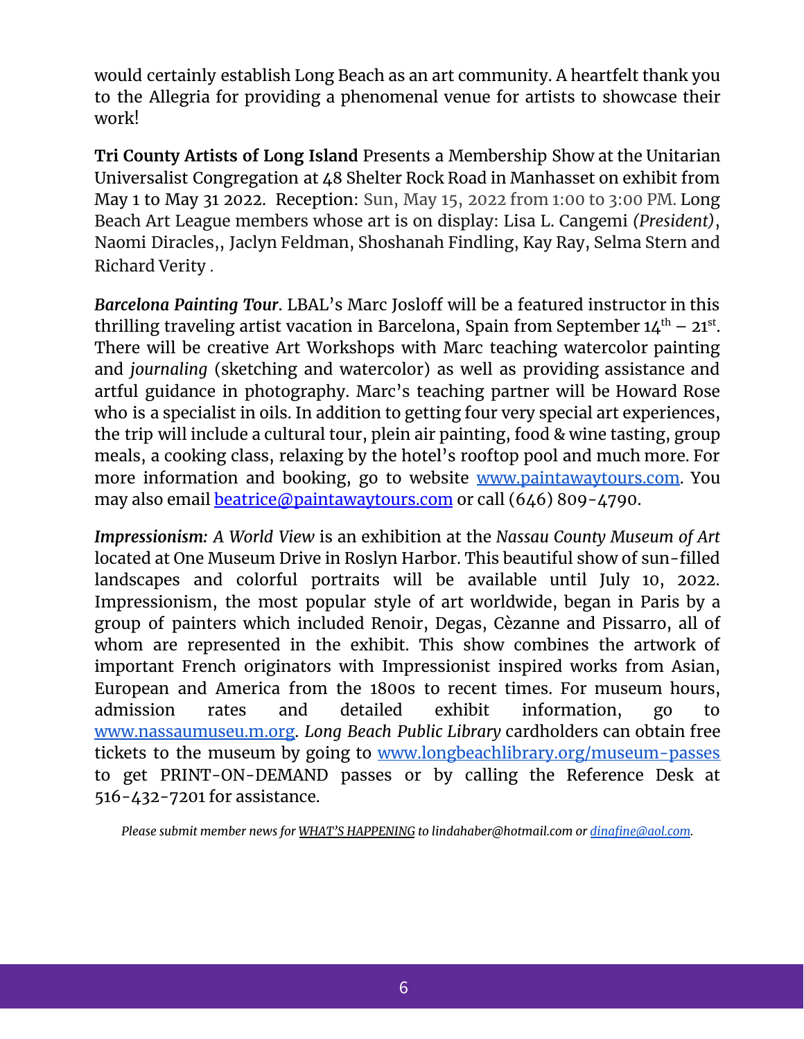would certainly establish Long Beach as an art community. A heartfelt thank you to the Allegria for providing a phenomenal venue for artists to showcase their work!

**Tri County Artists of Long Island** Presents a Membership Show at the Unitarian Universalist Congregation at 48 Shelter Rock Road in Manhasset on exhibit from May 1 to May 31 2022. Reception: Sun, May 15, 2022 from 1:00 to 3:00 PM. Long Beach Art League members whose art is on display: Lisa L. Cangemi *(President)*, Naomi Diracles,, Jaclyn Feldman, Shoshanah Findling, Kay Ray, Selma Stern and Richard Verity .

***Barcelona Painting Tour***. LBAL's Marc Josloff will be a featured instructor in this thrilling traveling artist vacation in Barcelona, Spain from September 14th – 21st. There will be creative Art Workshops with Marc teaching watercolor painting and *journaling* (sketching and watercolor) as well as providing assistance and artful guidance in photography. Marc's teaching partner will be Howard Rose who is a specialist in oils. In addition to getting four very special art experiences, the trip will include a cultural tour, plein air painting, food & wine tasting, group meals, a cooking class, relaxing by the hotel's rooftop pool and much more. For more information and booking, go to website [www.paintawaytours.com](www.paintawaytours.com). You may also email [beatrice@paintawaytours.com](mailto:beatrice@paintawaytours.com) or call (646) 809-4790.

***Impressionism:** A World View* is an exhibition at the *Nassau County Museum of Art* located at One Museum Drive in Roslyn Harbor. This beautiful show of sun-filled landscapes and colorful portraits will be available until July 10, 2022. Impressionism, the most popular style of art worldwide, began in Paris by a group of painters which included Renoir, Degas, Cèzanne and Pissarro, all of whom are represented in the exhibit. This show combines the artwork of important French originators with Impressionist inspired works from Asian, European and America from the 1800s to recent times. For museum hours, admission rates and detailed exhibit information, go to [www.nassaumuseu.m.org](www.nassaumuseu.m.org). *Long Beach Public Library* cardholders can obtain free tickets to the museum by going to [www.longbeachlibrary.org/museum-passes](www.longbeachlibrary.org/museum-passes) to get PRINT-ON-DEMAND passes or by calling the Reference Desk at 516-432-7201 for assistance.

*Please submit member news for WHAT'S HAPPENING to lindahaber@hotmail.com or [dinafine@aol.com](mailto:dinafine@aol.com).*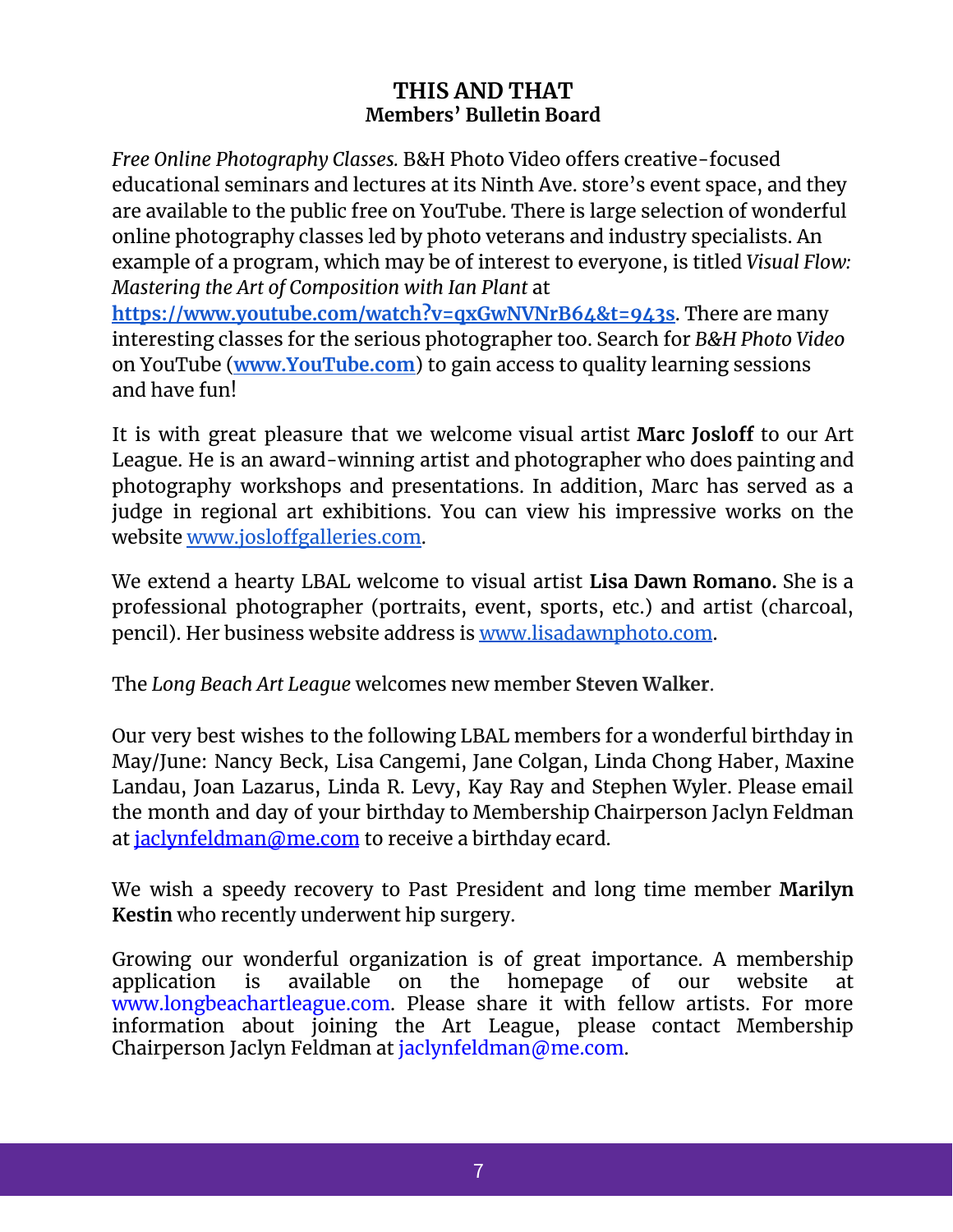# THIS AND THAT

## Members' Bulletin Board

*Free Online Photography Classes.* B&H Photo Video offers creative-focused educational seminars and lectures at its Ninth Ave. store's event space, and they are available to the public free on YouTube. There is large selection of wonderful online photography classes led by photo veterans and industry specialists. An example of a program, which may be of interest to everyone, is titled *Visual Flow: Mastering the Art of Composition with Ian Plant* at **https://www.youtube.com/watch?v=qxGwNVNrB64&t=943s**. There are many interesting classes for the serious photographer too. Search for *B&H Photo Video* on YouTube (**www.YouTube.com**) to gain access to quality learning sessions and have fun!

It is with great pleasure that we welcome visual artist **Marc Josloff** to our Art League. He is an award-winning artist and photographer who does painting and photography workshops and presentations. In addition, Marc has served as a judge in regional art exhibitions. You can view his impressive works on the website www.josloffgalleries.com.

We extend a hearty LBAL welcome to visual artist **Lisa Dawn Romano.** She is a professional photographer (portraits, event, sports, etc.) and artist (charcoal, pencil). Her business website address is www.lisadawnphoto.com.

The *Long Beach Art League* welcomes new member **Steven Walker**.

Our very best wishes to the following LBAL members for a wonderful birthday in May/June: Nancy Beck, Lisa Cangemi, Jane Colgan, Linda Chong Haber, Maxine Landau, Joan Lazarus, Linda R. Levy, Kay Ray and Stephen Wyler. Please email the month and day of your birthday to Membership Chairperson Jaclyn Feldman at jaclynfeldman@me.com to receive a birthday ecard.

We wish a speedy recovery to Past President and long time member **Marilyn Kestin** who recently underwent hip surgery.

Growing our wonderful organization is of great importance. A membership application is available on the homepage of our website at www.longbeachartleague.com. Please share it with fellow artists. For more information about joining the Art League, please contact Membership Chairperson Jaclyn Feldman at jaclynfeldman@me.com.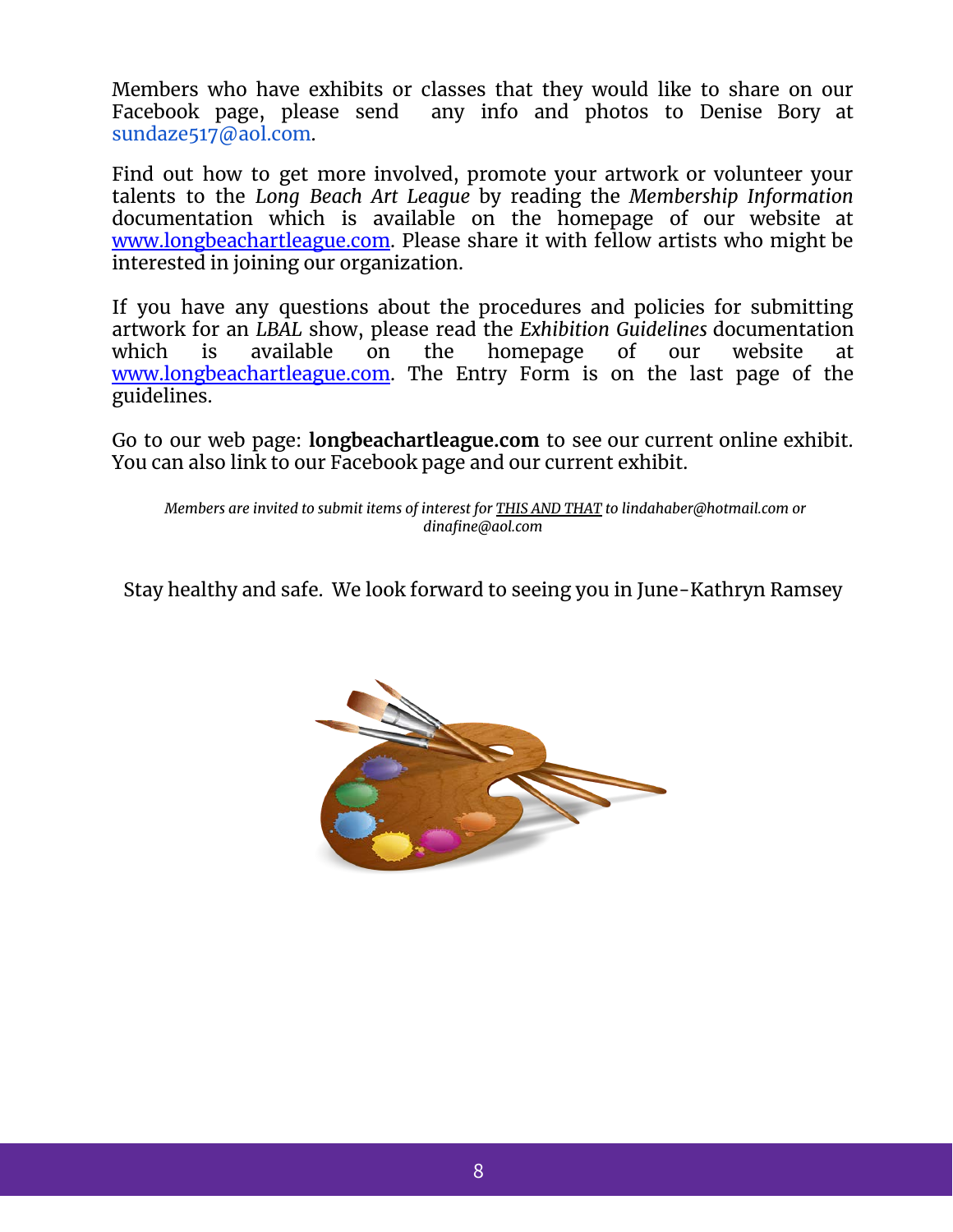Members who have exhibits or classes that they would like to share on our Facebook page, please send any info and photos to Denise Bory at sundaze517@aol.com.

Find out how to get more involved, promote your artwork or volunteer your talents to the *Long Beach Art League* by reading the *Membership Information* documentation which is available on the homepage of our website at [www.longbeachartleague.com](http://www.longbeachartleague.com). Please share it with fellow artists who might be interested in joining our organization.

If you have any questions about the procedures and policies for submitting artwork for an *LBAL* show, please read the *Exhibition Guidelines* documentation which is available on the homepage of our website at [www.longbeachartleague.com](http://www.longbeachartleague.com). The Entry Form is on the last page of the guidelines.

Go to our web page: **longbeachartleague.com** to see our current online exhibit. You can also link to our Facebook page and our current exhibit.

*Members are invited to submit items of interest for <u>THIS AND THAT</u> to lindahaber@hotmail.com or dinafine@aol.com*

Stay healthy and safe. We look forward to seeing you in June-Kathryn Ramsey